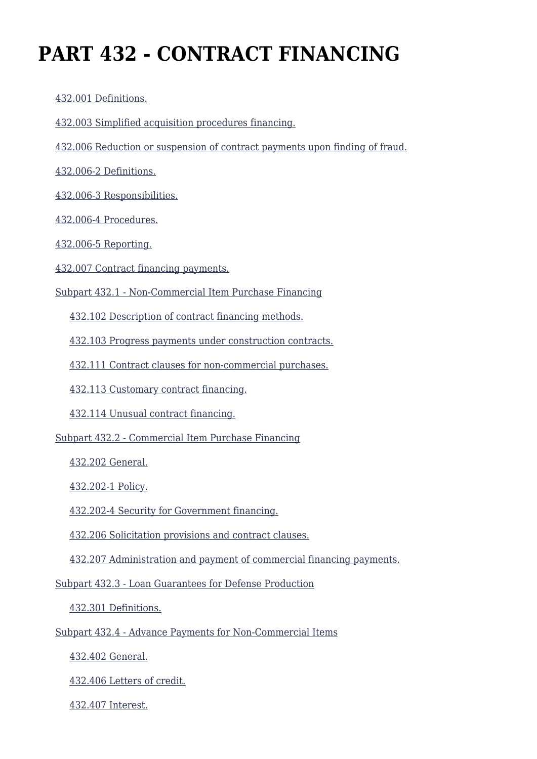# PART 432 - CONTRACT FINANCING

- 432.001 Definitions.
- 432.003 Simplified acquisition procedures financing.
- 432.006 Reduction or suspension of contract payments upon finding of fraud.
- 432.006-2 Definitions.
- 432.006-3 Responsibilities.
- 432.006-4 Procedures.
- 432.006-5 Reporting.
- 432.007 Contract financing payments.
- Subpart 432.1 - Non-Commercial Item Purchase Financing
  - 432.102 Description of contract financing methods.
  - 432.103 Progress payments under construction contracts.
  - 432.111 Contract clauses for non-commercial purchases.
  - 432.113 Customary contract financing.
  - 432.114 Unusual contract financing.
- Subpart 432.2 - Commercial Item Purchase Financing
  - 432.202 General.
  - 432.202-1 Policy.
  - 432.202-4 Security for Government financing.
  - 432.206 Solicitation provisions and contract clauses.
  - 432.207 Administration and payment of commercial financing payments.
- Subpart 432.3 - Loan Guarantees for Defense Production
  - 432.301 Definitions.
- Subpart 432.4 - Advance Payments for Non-Commercial Items
  - 432.402 General.
  - 432.406 Letters of credit.
  - 432.407 Interest.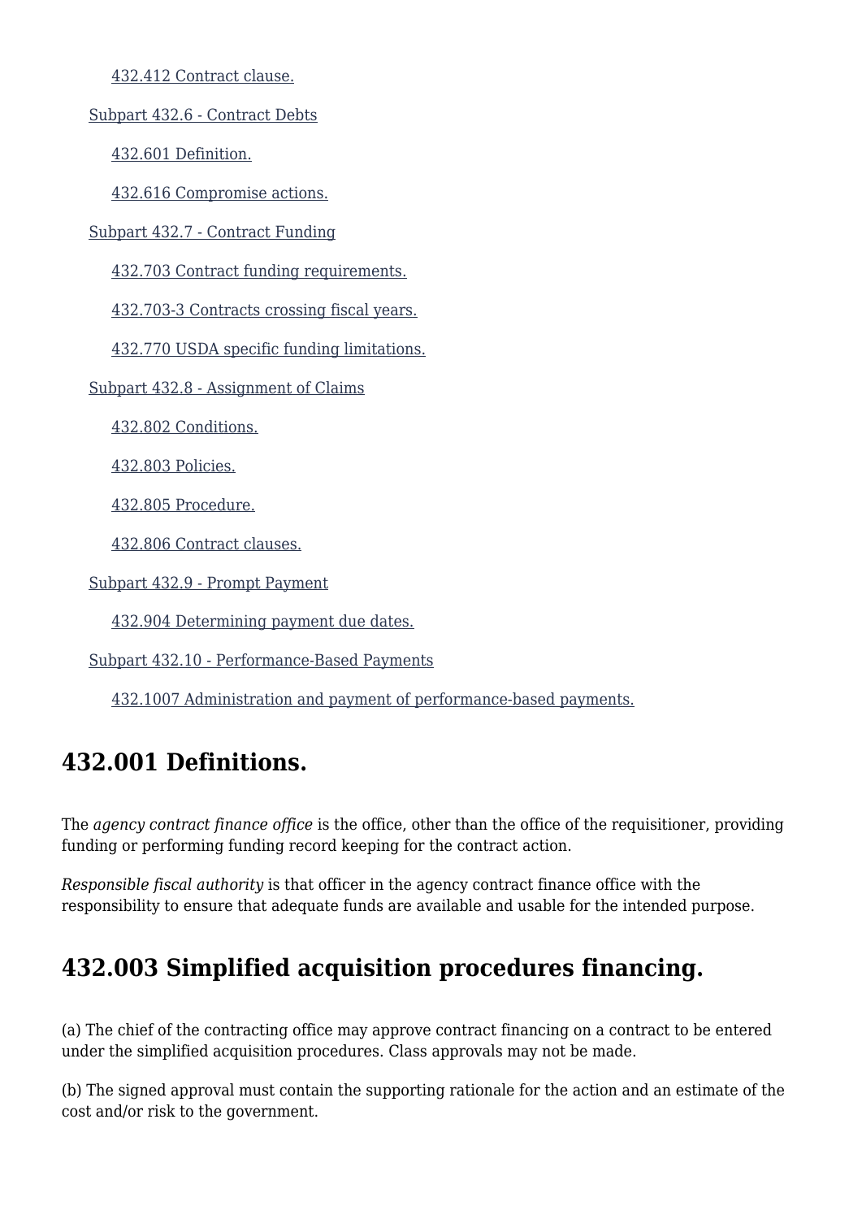[432.412 Contract clause.]

[Subpart 432.6 - Contract Debts]

[432.601 Definition.]

[432.616 Compromise actions.]

[Subpart 432.7 - Contract Funding]

[432.703 Contract funding requirements.]

[432.703-3 Contracts crossing fiscal years.]

[432.770 USDA specific funding limitations.]

[Subpart 432.8 - Assignment of Claims]

[432.802 Conditions.]

[432.803 Policies.]

[432.805 Procedure.]

[432.806 Contract clauses.]

[Subpart 432.9 - Prompt Payment]

[432.904 Determining payment due dates.]

[Subpart 432.10 - Performance-Based Payments]

[432.1007 Administration and payment of performance-based payments.]

## 432.001 Definitions.

The *agency contract finance office* is the office, other than the office of the requisitioner, providing funding or performing funding record keeping for the contract action.

*Responsible fiscal authority* is that officer in the agency contract finance office with the responsibility to ensure that adequate funds are available and usable for the intended purpose.

## 432.003 Simplified acquisition procedures financing.

(a) The chief of the contracting office may approve contract financing on a contract to be entered under the simplified acquisition procedures. Class approvals may not be made.

(b) The signed approval must contain the supporting rationale for the action and an estimate of the cost and/or risk to the government.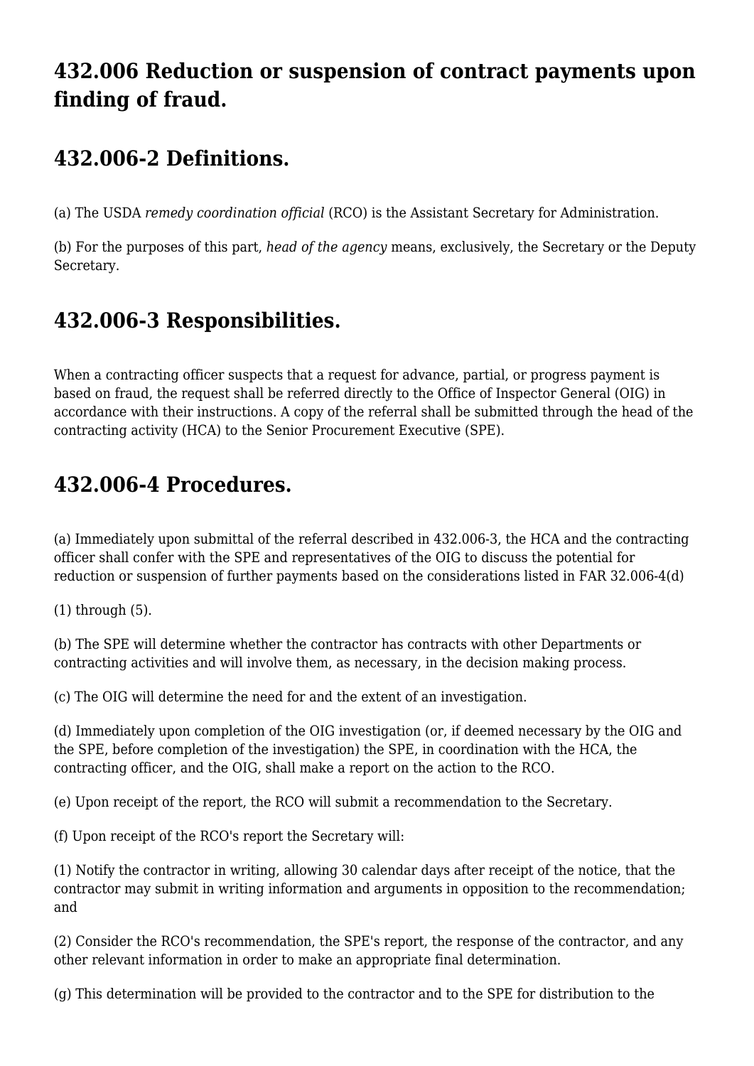## 432.006 Reduction or suspension of contract payments upon finding of fraud.

## 432.006-2 Definitions.

(a) The USDA *remedy coordination official* (RCO) is the Assistant Secretary for Administration.

(b) For the purposes of this part, *head of the agency* means, exclusively, the Secretary or the Deputy Secretary.

## 432.006-3 Responsibilities.

When a contracting officer suspects that a request for advance, partial, or progress payment is based on fraud, the request shall be referred directly to the Office of Inspector General (OIG) in accordance with their instructions. A copy of the referral shall be submitted through the head of the contracting activity (HCA) to the Senior Procurement Executive (SPE).

## 432.006-4 Procedures.

(a) Immediately upon submittal of the referral described in 432.006-3, the HCA and the contracting officer shall confer with the SPE and representatives of the OIG to discuss the potential for reduction or suspension of further payments based on the considerations listed in FAR 32.006-4(d)

(1) through (5).

(b) The SPE will determine whether the contractor has contracts with other Departments or contracting activities and will involve them, as necessary, in the decision making process.

(c) The OIG will determine the need for and the extent of an investigation.

(d) Immediately upon completion of the OIG investigation (or, if deemed necessary by the OIG and the SPE, before completion of the investigation) the SPE, in coordination with the HCA, the contracting officer, and the OIG, shall make a report on the action to the RCO.

(e) Upon receipt of the report, the RCO will submit a recommendation to the Secretary.

(f) Upon receipt of the RCO's report the Secretary will:

(1) Notify the contractor in writing, allowing 30 calendar days after receipt of the notice, that the contractor may submit in writing information and arguments in opposition to the recommendation; and

(2) Consider the RCO's recommendation, the SPE's report, the response of the contractor, and any other relevant information in order to make an appropriate final determination.

(g) This determination will be provided to the contractor and to the SPE for distribution to the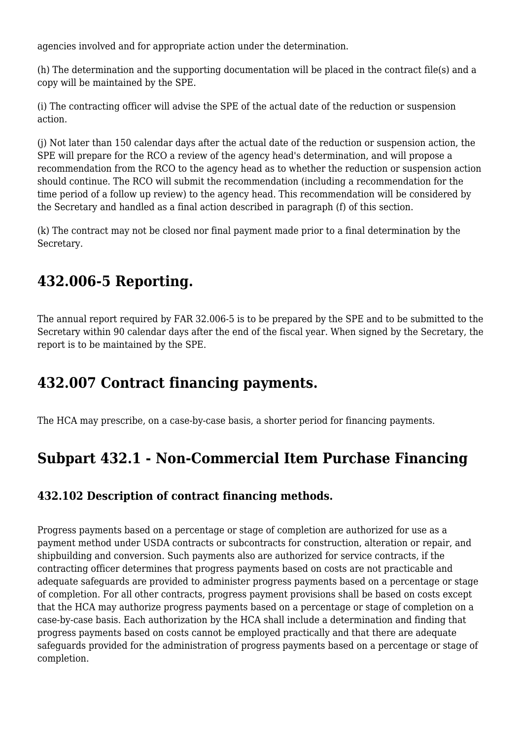agencies involved and for appropriate action under the determination.

(h) The determination and the supporting documentation will be placed in the contract file(s) and a copy will be maintained by the SPE.

(i) The contracting officer will advise the SPE of the actual date of the reduction or suspension action.

(j) Not later than 150 calendar days after the actual date of the reduction or suspension action, the SPE will prepare for the RCO a review of the agency head's determination, and will propose a recommendation from the RCO to the agency head as to whether the reduction or suspension action should continue. The RCO will submit the recommendation (including a recommendation for the time period of a follow up review) to the agency head. This recommendation will be considered by the Secretary and handled as a final action described in paragraph (f) of this section.

(k) The contract may not be closed nor final payment made prior to a final determination by the Secretary.

## 432.006-5 Reporting.

The annual report required by FAR 32.006-5 is to be prepared by the SPE and to be submitted to the Secretary within 90 calendar days after the end of the fiscal year. When signed by the Secretary, the report is to be maintained by the SPE.

## 432.007 Contract financing payments.

The HCA may prescribe, on a case-by-case basis, a shorter period for financing payments.

## Subpart 432.1 - Non-Commercial Item Purchase Financing

### 432.102 Description of contract financing methods.

Progress payments based on a percentage or stage of completion are authorized for use as a payment method under USDA contracts or subcontracts for construction, alteration or repair, and shipbuilding and conversion. Such payments also are authorized for service contracts, if the contracting officer determines that progress payments based on costs are not practicable and adequate safeguards are provided to administer progress payments based on a percentage or stage of completion. For all other contracts, progress payment provisions shall be based on costs except that the HCA may authorize progress payments based on a percentage or stage of completion on a case-by-case basis. Each authorization by the HCA shall include a determination and finding that progress payments based on costs cannot be employed practically and that there are adequate safeguards provided for the administration of progress payments based on a percentage or stage of completion.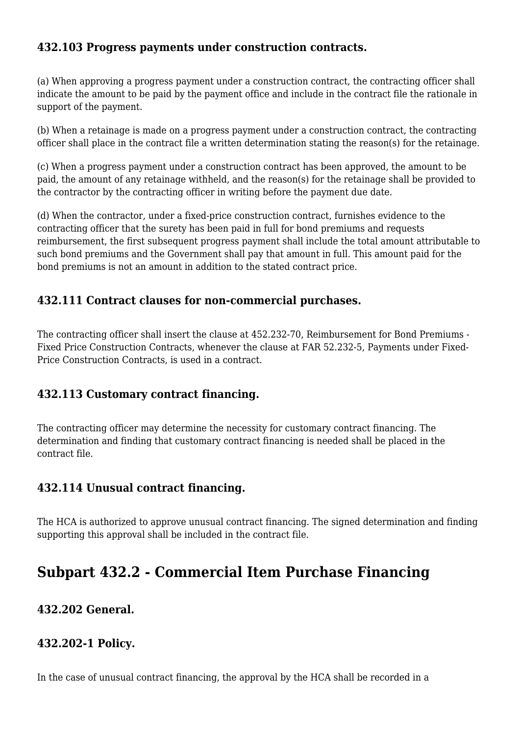### 432.103 Progress payments under construction contracts.

(a) When approving a progress payment under a construction contract, the contracting officer shall indicate the amount to be paid by the payment office and include in the contract file the rationale in support of the payment.

(b) When a retainage is made on a progress payment under a construction contract, the contracting officer shall place in the contract file a written determination stating the reason(s) for the retainage.

(c) When a progress payment under a construction contract has been approved, the amount to be paid, the amount of any retainage withheld, and the reason(s) for the retainage shall be provided to the contractor by the contracting officer in writing before the payment due date.

(d) When the contractor, under a fixed-price construction contract, furnishes evidence to the contracting officer that the surety has been paid in full for bond premiums and requests reimbursement, the first subsequent progress payment shall include the total amount attributable to such bond premiums and the Government shall pay that amount in full. This amount paid for the bond premiums is not an amount in addition to the stated contract price.

### 432.111 Contract clauses for non-commercial purchases.

The contracting officer shall insert the clause at 452.232-70, Reimbursement for Bond Premiums - Fixed Price Construction Contracts, whenever the clause at FAR 52.232-5, Payments under Fixed-Price Construction Contracts, is used in a contract.

### 432.113 Customary contract financing.

The contracting officer may determine the necessity for customary contract financing. The determination and finding that customary contract financing is needed shall be placed in the contract file.

### 432.114 Unusual contract financing.

The HCA is authorized to approve unusual contract financing. The signed determination and finding supporting this approval shall be included in the contract file.

## Subpart 432.2 - Commercial Item Purchase Financing

### 432.202 General.

### 432.202-1 Policy.

In the case of unusual contract financing, the approval by the HCA shall be recorded in a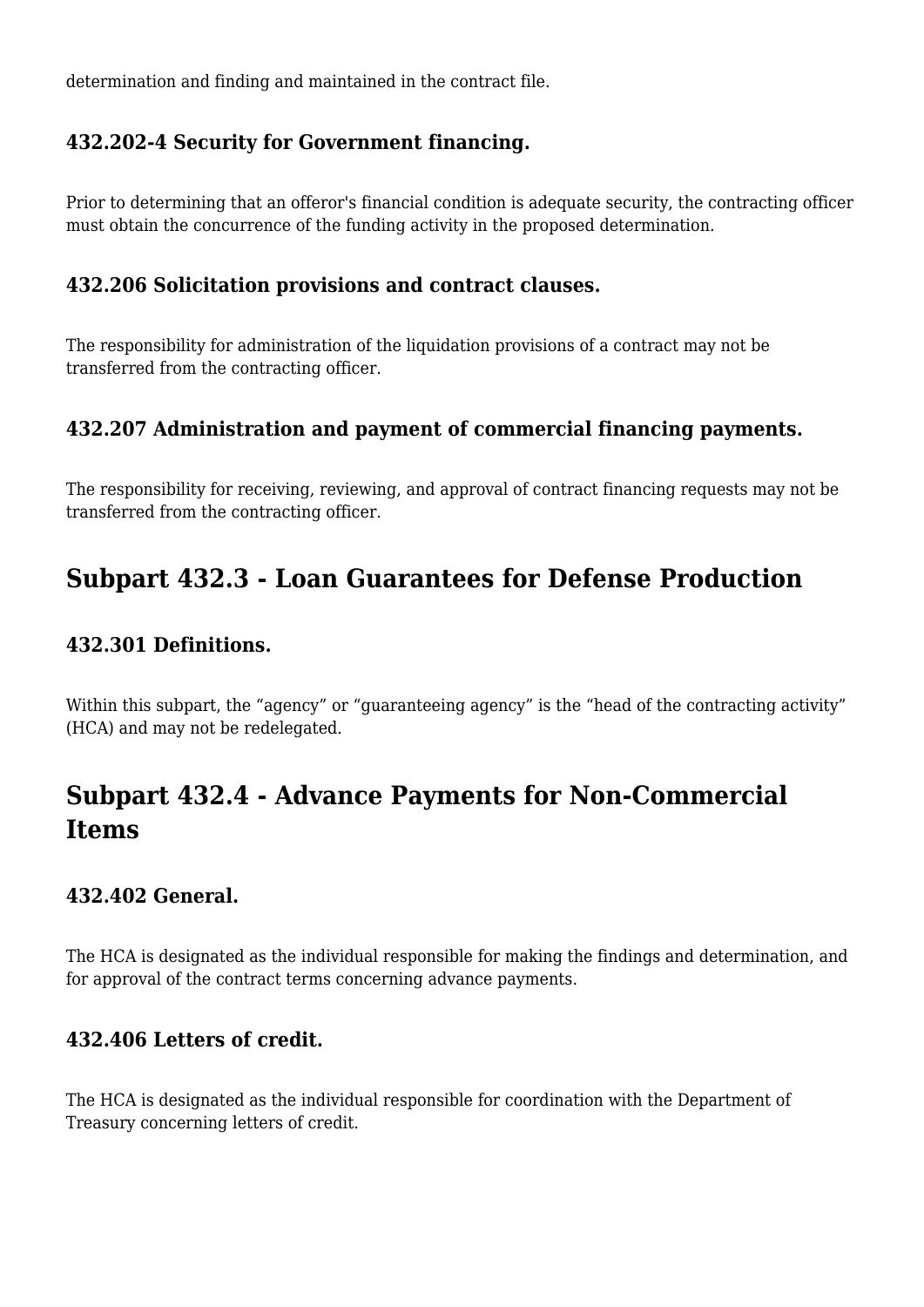determination and finding and maintained in the contract file.

### 432.202-4 Security for Government financing.

Prior to determining that an offeror's financial condition is adequate security, the contracting officer must obtain the concurrence of the funding activity in the proposed determination.

### 432.206 Solicitation provisions and contract clauses.

The responsibility for administration of the liquidation provisions of a contract may not be transferred from the contracting officer.

### 432.207 Administration and payment of commercial financing payments.

The responsibility for receiving, reviewing, and approval of contract financing requests may not be transferred from the contracting officer.

## Subpart 432.3 - Loan Guarantees for Defense Production

### 432.301 Definitions.

Within this subpart, the “agency” or “guaranteeing agency” is the “head of the contracting activity” (HCA) and may not be redelegated.

## Subpart 432.4 - Advance Payments for Non-Commercial Items

### 432.402 General.

The HCA is designated as the individual responsible for making the findings and determination, and for approval of the contract terms concerning advance payments.

### 432.406 Letters of credit.

The HCA is designated as the individual responsible for coordination with the Department of Treasury concerning letters of credit.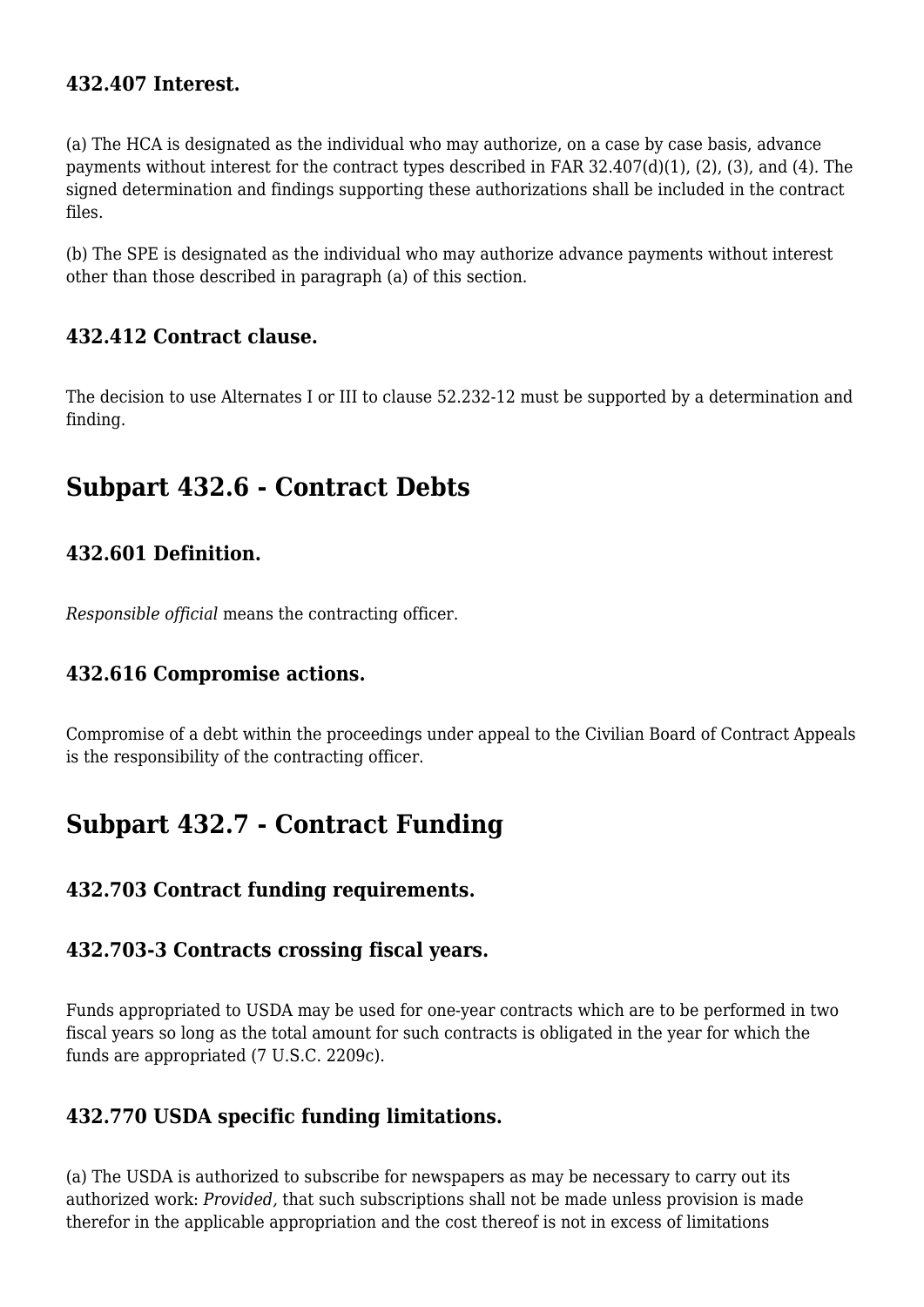### 432.407 Interest.

(a) The HCA is designated as the individual who may authorize, on a case by case basis, advance payments without interest for the contract types described in FAR 32.407(d)(1), (2), (3), and (4). The signed determination and findings supporting these authorizations shall be included in the contract files.

(b) The SPE is designated as the individual who may authorize advance payments without interest other than those described in paragraph (a) of this section.

### 432.412 Contract clause.

The decision to use Alternates I or III to clause 52.232-12 must be supported by a determination and finding.

## Subpart 432.6 - Contract Debts

### 432.601 Definition.

*Responsible official* means the contracting officer.

### 432.616 Compromise actions.

Compromise of a debt within the proceedings under appeal to the Civilian Board of Contract Appeals is the responsibility of the contracting officer.

## Subpart 432.7 - Contract Funding

### 432.703 Contract funding requirements.

### 432.703-3 Contracts crossing fiscal years.

Funds appropriated to USDA may be used for one-year contracts which are to be performed in two fiscal years so long as the total amount for such contracts is obligated in the year for which the funds are appropriated (7 U.S.C. 2209c).

### 432.770 USDA specific funding limitations.

(a) The USDA is authorized to subscribe for newspapers as may be necessary to carry out its authorized work: *Provided,* that such subscriptions shall not be made unless provision is made therefor in the applicable appropriation and the cost thereof is not in excess of limitations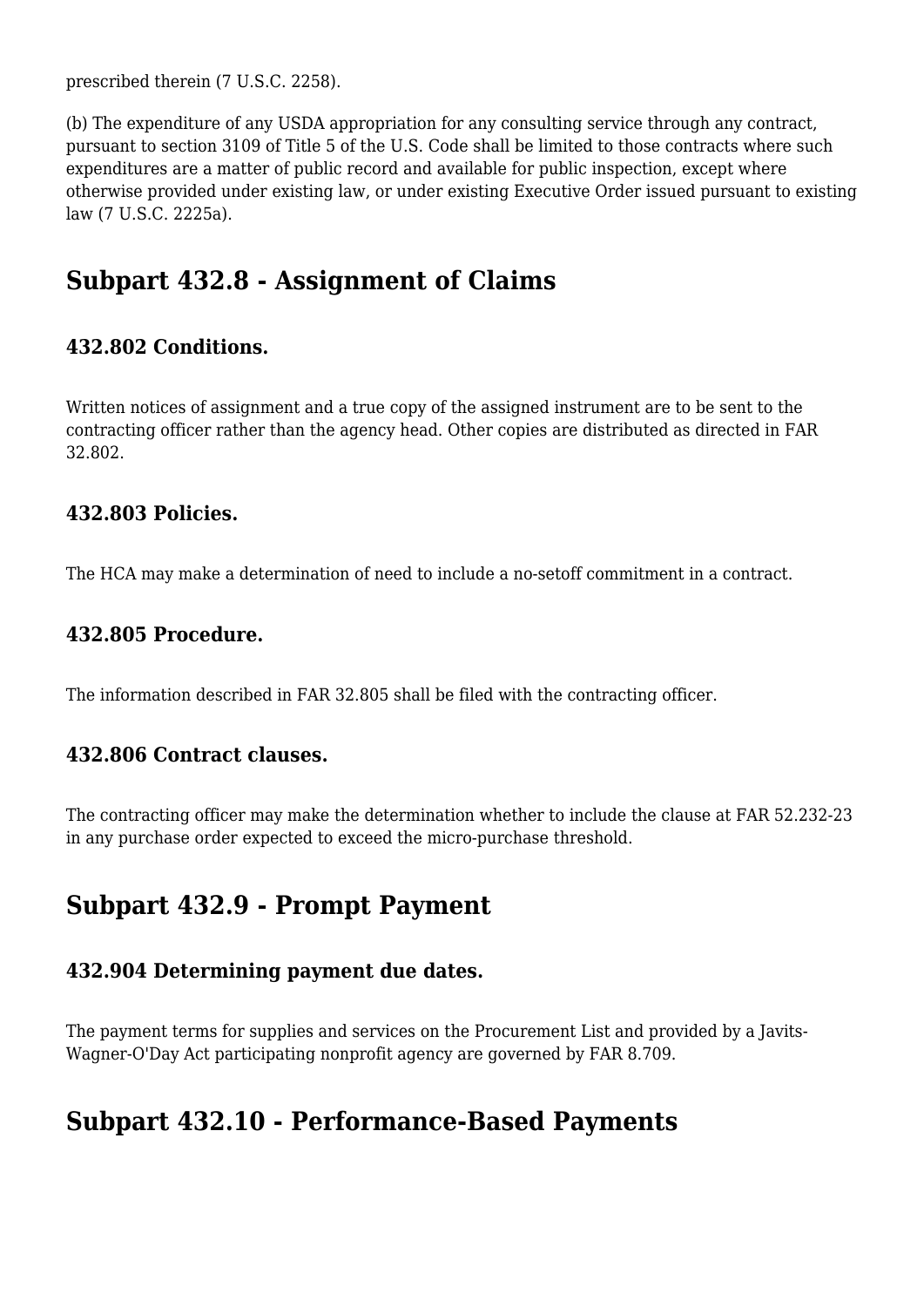prescribed therein (7 U.S.C. 2258).

(b) The expenditure of any USDA appropriation for any consulting service through any contract, pursuant to section 3109 of Title 5 of the U.S. Code shall be limited to those contracts where such expenditures are a matter of public record and available for public inspection, except where otherwise provided under existing law, or under existing Executive Order issued pursuant to existing law (7 U.S.C. 2225a).

## Subpart 432.8 - Assignment of Claims

### 432.802 Conditions.

Written notices of assignment and a true copy of the assigned instrument are to be sent to the contracting officer rather than the agency head. Other copies are distributed as directed in FAR 32.802.

### 432.803 Policies.

The HCA may make a determination of need to include a no-setoff commitment in a contract.

### 432.805 Procedure.

The information described in FAR 32.805 shall be filed with the contracting officer.

### 432.806 Contract clauses.

The contracting officer may make the determination whether to include the clause at FAR 52.232-23 in any purchase order expected to exceed the micro-purchase threshold.

## Subpart 432.9 - Prompt Payment

### 432.904 Determining payment due dates.

The payment terms for supplies and services on the Procurement List and provided by a Javits-Wagner-O'Day Act participating nonprofit agency are governed by FAR 8.709.

## Subpart 432.10 - Performance-Based Payments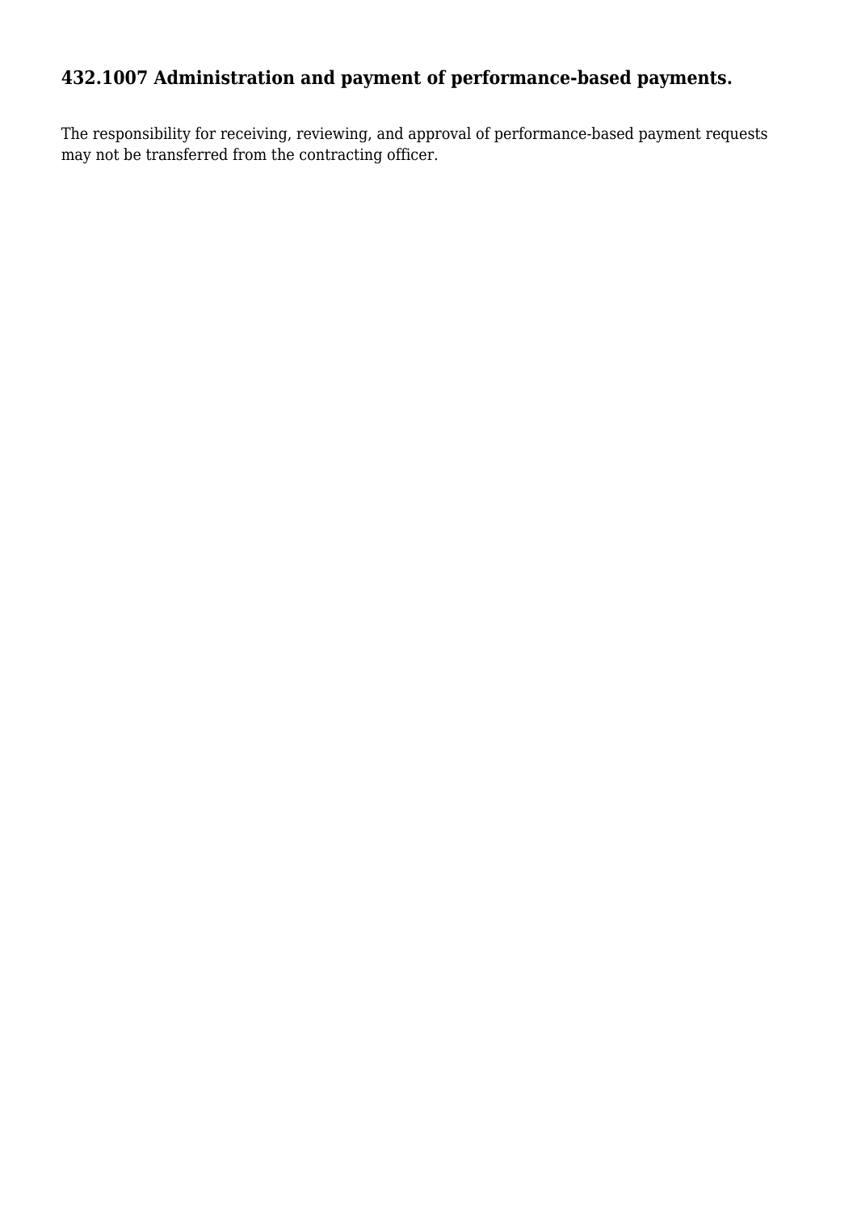## 432.1007 Administration and payment of performance-based payments.

The responsibility for receiving, reviewing, and approval of performance-based payment requests may not be transferred from the contracting officer.